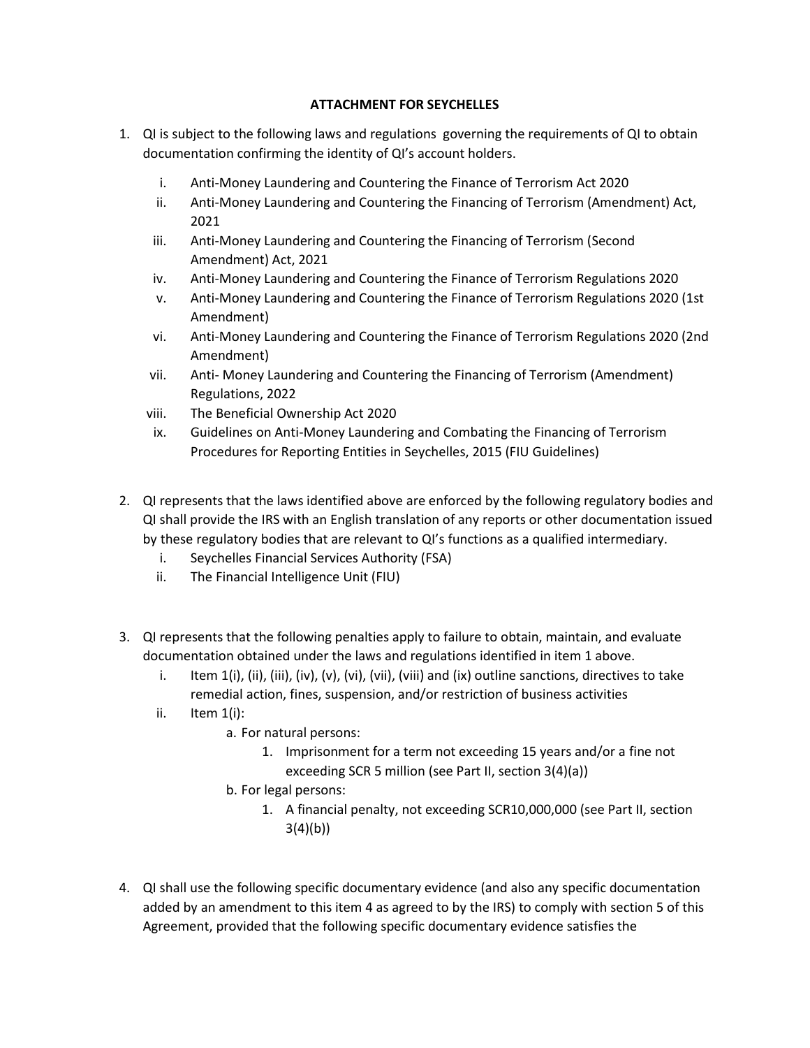**ATTACHMENT FOR SEYCHELLES**

1. QI is subject to the following laws and regulations governing the requirements of QI to obtain documentation confirming the identity of QI's account holders.

   i. Anti-Money Laundering and Countering the Finance of Terrorism Act 2020
   ii. Anti-Money Laundering and Countering the Financing of Terrorism (Amendment) Act, 2021
   iii. Anti-Money Laundering and Countering the Financing of Terrorism (Second Amendment) Act, 2021
   iv. Anti-Money Laundering and Countering the Finance of Terrorism Regulations 2020
   v. Anti-Money Laundering and Countering the Finance of Terrorism Regulations 2020 (1st Amendment)
   vi. Anti-Money Laundering and Countering the Finance of Terrorism Regulations 2020 (2nd Amendment)
   vii. Anti- Money Laundering and Countering the Financing of Terrorism (Amendment) Regulations, 2022
   viii. The Beneficial Ownership Act 2020
   ix. Guidelines on Anti-Money Laundering and Combating the Financing of Terrorism Procedures for Reporting Entities in Seychelles, 2015 (FIU Guidelines)

2. QI represents that the laws identified above are enforced by the following regulatory bodies and QI shall provide the IRS with an English translation of any reports or other documentation issued by these regulatory bodies that are relevant to QI's functions as a qualified intermediary.

   i. Seychelles Financial Services Authority (FSA)
   ii. The Financial Intelligence Unit (FIU)

3. QI represents that the following penalties apply to failure to obtain, maintain, and evaluate documentation obtained under the laws and regulations identified in item 1 above.

   i. Item 1(i), (ii), (iii), (iv), (v), (vi), (vii), (viii) and (ix) outline sanctions, directives to take remedial action, fines, suspension, and/or restriction of business activities
   ii. Item 1(i):
      a. For natural persons:
         1. Imprisonment for a term not exceeding 15 years and/or a fine not exceeding SCR 5 million (see Part II, section 3(4)(a))
      b. For legal persons:
         1. A financial penalty, not exceeding SCR10,000,000 (see Part II, section 3(4)(b))

4. QI shall use the following specific documentary evidence (and also any specific documentation added by an amendment to this item 4 as agreed to by the IRS) to comply with section 5 of this Agreement, provided that the following specific documentary evidence satisfies the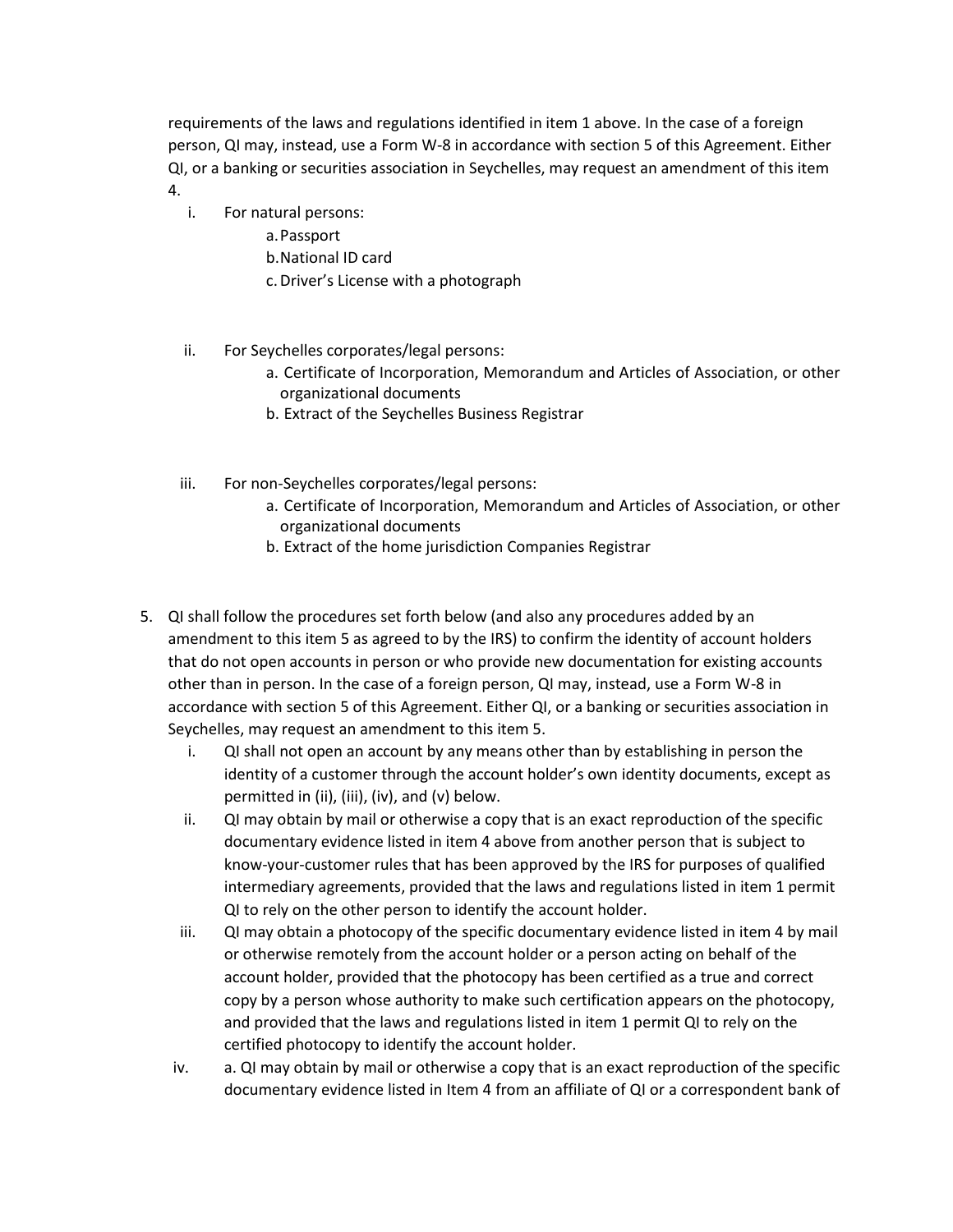requirements of the laws and regulations identified in item 1 above. In the case of a foreign person, QI may, instead, use a Form W-8 in accordance with section 5 of this Agreement. Either QI, or a banking or securities association in Seychelles, may request an amendment of this item 4.

- i. For natural persons:
  - a. Passport
  - b. National ID card
  - c. Driver's License with a photograph

- ii. For Seychelles corporates/legal persons:
  - a. Certificate of Incorporation, Memorandum and Articles of Association, or other organizational documents
  - b. Extract of the Seychelles Business Registrar

- iii. For non-Seychelles corporates/legal persons:
  - a. Certificate of Incorporation, Memorandum and Articles of Association, or other organizational documents
  - b. Extract of the home jurisdiction Companies Registrar

5. QI shall follow the procedures set forth below (and also any procedures added by an amendment to this item 5 as agreed to by the IRS) to confirm the identity of account holders that do not open accounts in person or who provide new documentation for existing accounts other than in person. In the case of a foreign person, QI may, instead, use a Form W-8 in accordance with section 5 of this Agreement. Either QI, or a banking or securities association in Seychelles, may request an amendment to this item 5.
   - i. QI shall not open an account by any means other than by establishing in person the identity of a customer through the account holder's own identity documents, except as permitted in (ii), (iii), (iv), and (v) below.
   - ii. QI may obtain by mail or otherwise a copy that is an exact reproduction of the specific documentary evidence listed in item 4 above from another person that is subject to know-your-customer rules that has been approved by the IRS for purposes of qualified intermediary agreements, provided that the laws and regulations listed in item 1 permit QI to rely on the other person to identify the account holder.
   - iii. QI may obtain a photocopy of the specific documentary evidence listed in item 4 by mail or otherwise remotely from the account holder or a person acting on behalf of the account holder, provided that the photocopy has been certified as a true and correct copy by a person whose authority to make such certification appears on the photocopy, and provided that the laws and regulations listed in item 1 permit QI to rely on the certified photocopy to identify the account holder.
   - iv. a. QI may obtain by mail or otherwise a copy that is an exact reproduction of the specific documentary evidence listed in Item 4 from an affiliate of QI or a correspondent bank of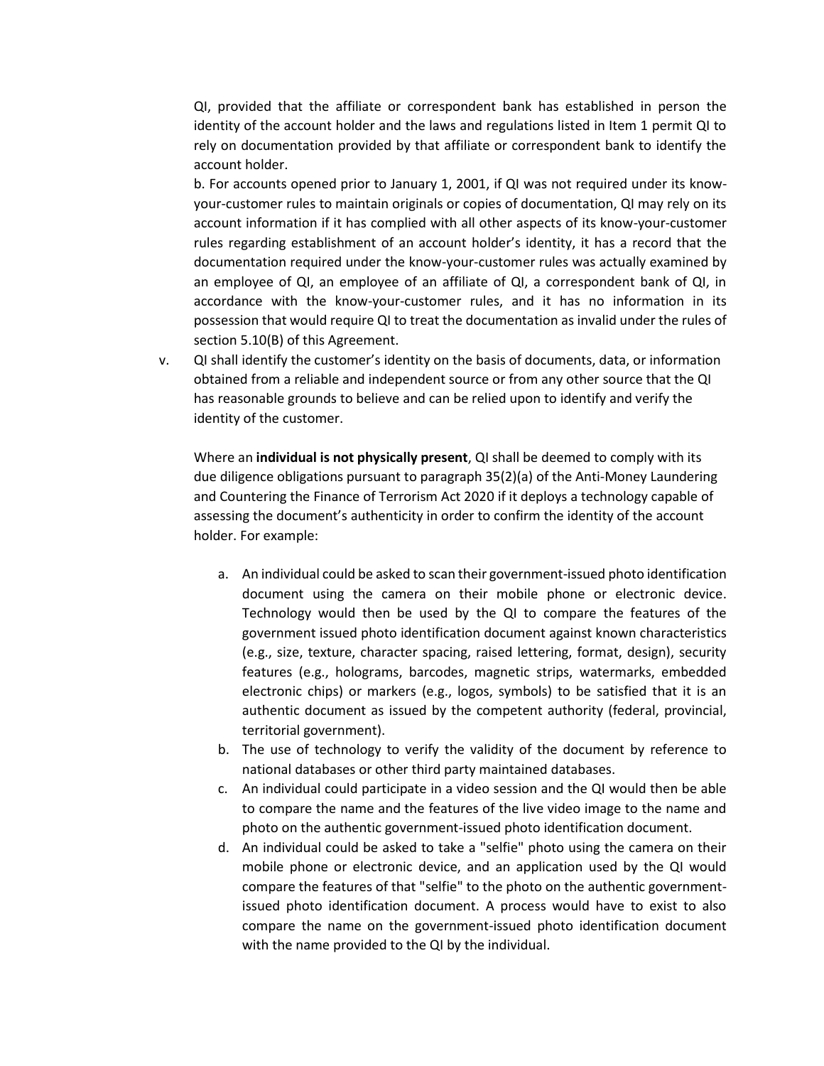QI, provided that the affiliate or correspondent bank has established in person the identity of the account holder and the laws and regulations listed in Item 1 permit QI to rely on documentation provided by that affiliate or correspondent bank to identify the account holder.

b. For accounts opened prior to January 1, 2001, if QI was not required under its know-your-customer rules to maintain originals or copies of documentation, QI may rely on its account information if it has complied with all other aspects of its know-your-customer rules regarding establishment of an account holder's identity, it has a record that the documentation required under the know-your-customer rules was actually examined by an employee of QI, an employee of an affiliate of QI, a correspondent bank of QI, in accordance with the know-your-customer rules, and it has no information in its possession that would require QI to treat the documentation as invalid under the rules of section 5.10(B) of this Agreement.

v. QI shall identify the customer's identity on the basis of documents, data, or information obtained from a reliable and independent source or from any other source that the QI has reasonable grounds to believe and can be relied upon to identify and verify the identity of the customer.

Where an **individual is not physically present**, QI shall be deemed to comply with its due diligence obligations pursuant to paragraph 35(2)(a) of the Anti-Money Laundering and Countering the Finance of Terrorism Act 2020 if it deploys a technology capable of assessing the document's authenticity in order to confirm the identity of the account holder. For example:

a. An individual could be asked to scan their government-issued photo identification document using the camera on their mobile phone or electronic device. Technology would then be used by the QI to compare the features of the government issued photo identification document against known characteristics (e.g., size, texture, character spacing, raised lettering, format, design), security features (e.g., holograms, barcodes, magnetic strips, watermarks, embedded electronic chips) or markers (e.g., logos, symbols) to be satisfied that it is an authentic document as issued by the competent authority (federal, provincial, territorial government).

b. The use of technology to verify the validity of the document by reference to national databases or other third party maintained databases.

c. An individual could participate in a video session and the QI would then be able to compare the name and the features of the live video image to the name and photo on the authentic government-issued photo identification document.

d. An individual could be asked to take a "selfie" photo using the camera on their mobile phone or electronic device, and an application used by the QI would compare the features of that "selfie" to the photo on the authentic government-issued photo identification document. A process would have to exist to also compare the name on the government-issued photo identification document with the name provided to the QI by the individual.